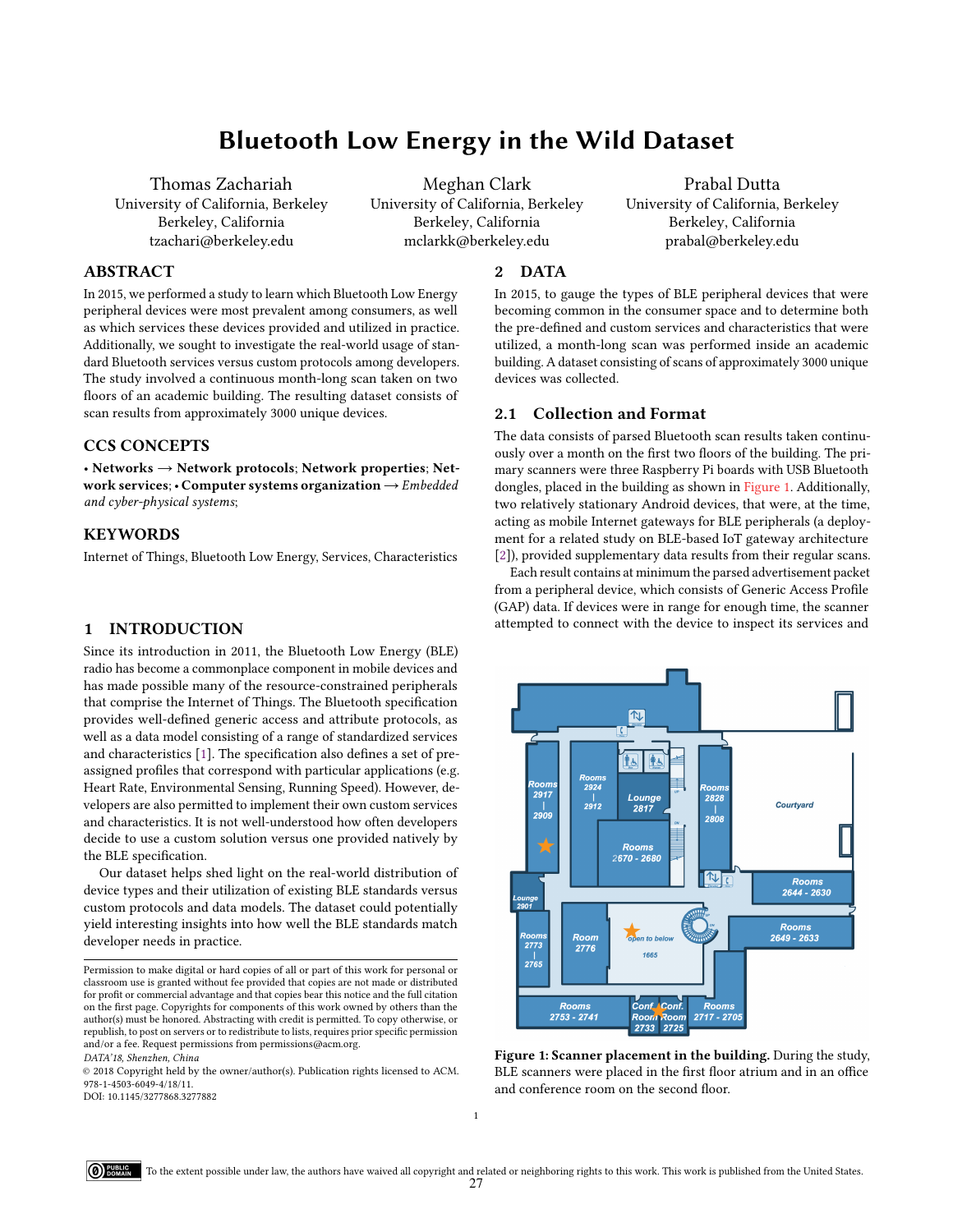# Bluetooth Low Energy in the Wild Dataset

Thomas Zachariah
University of California, Berkeley
Berkeley, California
tzachari@berkeley.edu

Meghan Clark
University of California, Berkeley
Berkeley, California
mclarkk@berkeley.edu

Prabal Dutta
University of California, Berkeley
Berkeley, California
prabal@berkeley.edu

## ABSTRACT

In 2015, we performed a study to learn which Bluetooth Low Energy peripheral devices were most prevalent among consumers, as well as which services these devices provided and utilized in practice. Additionally, we sought to investigate the real-world usage of standard Bluetooth services versus custom protocols among developers. The study involved a continuous month-long scan taken on two floors of an academic building. The resulting dataset consists of scan results from approximately 3000 unique devices.

## CCS CONCEPTS

• **Networks** → **Network protocols**; **Network properties**; **Network services**; • **Computer systems organization** → *Embedded and cyber-physical systems*;

## KEYWORDS

Internet of Things, Bluetooth Low Energy, Services, Characteristics

## 1 INTRODUCTION

Since its introduction in 2011, the Bluetooth Low Energy (BLE) radio has become a commonplace component in mobile devices and has made possible many of the resource-constrained peripherals that comprise the Internet of Things. The Bluetooth specification provides well-defined generic access and attribute protocols, as well as a data model consisting of a range of standardized services and characteristics [1]. The specification also defines a set of pre-assigned profiles that correspond with particular applications (e.g. Heart Rate, Environmental Sensing, Running Speed). However, developers are also permitted to implement their own custom services and characteristics. It is not well-understood how often developers decide to use a custom solution versus one provided natively by the BLE specification.

Our dataset helps shed light on the real-world distribution of device types and their utilization of existing BLE standards versus custom protocols and data models. The dataset could potentially yield interesting insights into how well the BLE standards match developer needs in practice.

Permission to make digital or hard copies of all or part of this work for personal or classroom use is granted without fee provided that copies are not made or distributed for profit or commercial advantage and that copies bear this notice and the full citation on the first page. Copyrights for components of this work owned by others than the author(s) must be honored. Abstracting with credit is permitted. To copy otherwise, or republish, to post on servers or to redistribute to lists, requires prior specific permission and/or a fee. Request permissions from permissions@acm.org.
*DATA'18, Shenzhen, China*
© 2018 Copyright held by the owner/author(s). Publication rights licensed to ACM.
978-1-4503-6049-4/18/11.
DOI: 10.1145/3277868.3277882

## 2 DATA

In 2015, to gauge the types of BLE peripheral devices that were becoming common in the consumer space and to determine both the pre-defined and custom services and characteristics that were utilized, a month-long scan was performed inside an academic building. A dataset consisting of scans of approximately 3000 unique devices was collected.

### 2.1 Collection and Format

The data consists of parsed Bluetooth scan results taken continuously over a month on the first two floors of the building. The primary scanners were three Raspberry Pi boards with USB Bluetooth dongles, placed in the building as shown in Figure 1. Additionally, two relatively stationary Android devices, that were, at the time, acting as mobile Internet gateways for BLE peripherals (a deployment for a related study on BLE-based IoT gateway architecture [2]), provided supplementary data results from their regular scans.

Each result contains at minimum the parsed advertisement packet from a peripheral device, which consists of Generic Access Profile (GAP) data. If devices were in range for enough time, the scanner attempted to connect with the device to inspect its services and

**Figure 1: Scanner placement in the building.** During the study, BLE scanners were placed in the first floor atrium and in an office and conference room on the second floor.

To the extent possible under law, the authors have waived all copyright and related or neighboring rights to this work. This work is published from the United States.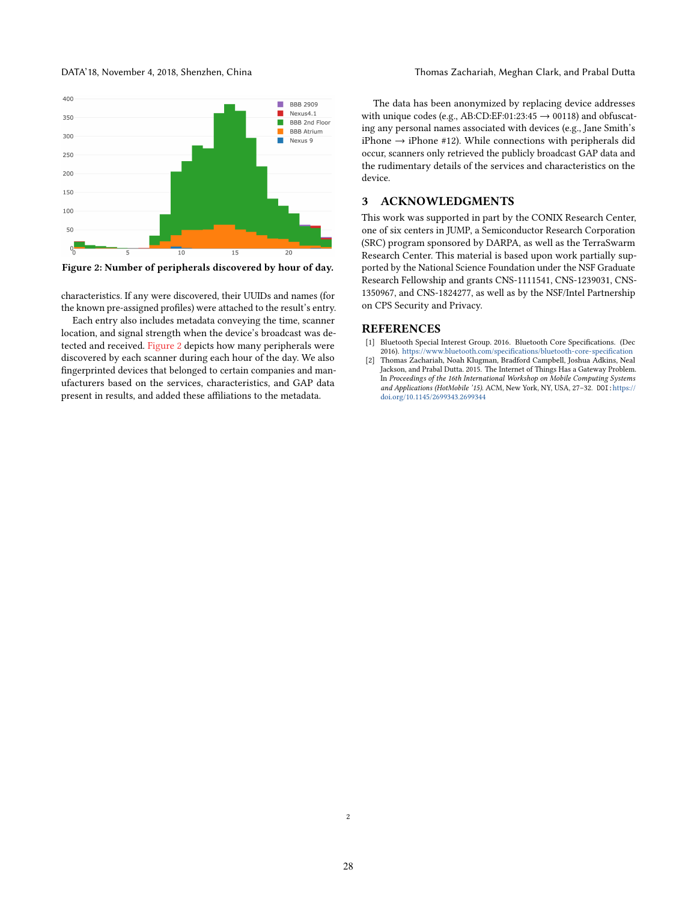400
350
300
250
200
150
100
50
0

0
5
10
15
20

BBB 2909
Nexus4.1
BBB 2nd Floor
BBB Atrium
Nexus 9

**Figure 2: Number of peripherals discovered by hour of day.**

characteristics. If any were discovered, their UUIDs and names (for the known pre-assigned profiles) were attached to the result's entry.

Each entry also includes metadata conveying the time, scanner location, and signal strength when the device's broadcast was detected and received. Figure 2 depicts how many peripherals were discovered by each scanner during each hour of the day. We also fingerprinted devices that belonged to certain companies and manufacturers based on the services, characteristics, and GAP data present in results, and added these affiliations to the metadata.

The data has been anonymized by replacing device addresses with unique codes (e.g., AB:CD:EF:01:23:45 → 00118) and obfuscating any personal names associated with devices (e.g., Jane Smith's iPhone → iPhone #12). While connections with peripherals did occur, scanners only retrieved the publicly broadcast GAP data and the rudimentary details of the services and characteristics on the device.

## 3 ACKNOWLEDGMENTS

This work was supported in part by the CONIX Research Center, one of six centers in JUMP, a Semiconductor Research Corporation (SRC) program sponsored by DARPA, as well as the TerraSwarm Research Center. This material is based upon work partially supported by the National Science Foundation under the NSF Graduate Research Fellowship and grants CNS-1111541, CNS-1239031, CNS-1350967, and CNS-1824277, as well as by the NSF/Intel Partnership on CPS Security and Privacy.

## REFERENCES

[1] Bluetooth Special Interest Group. 2016. Bluetooth Core Specifications. (Dec 2016). https://www.bluetooth.com/specifications/bluetooth-core-specification

[2] Thomas Zachariah, Noah Klugman, Bradford Campbell, Joshua Adkins, Neal Jackson, and Prabal Dutta. 2015. The Internet of Things Has a Gateway Problem. In *Proceedings of the 16th International Workshop on Mobile Computing Systems and Applications (HotMobile '15)*. ACM, New York, NY, USA, 27–32. DOI: https://doi.org/10.1145/2699343.2699344